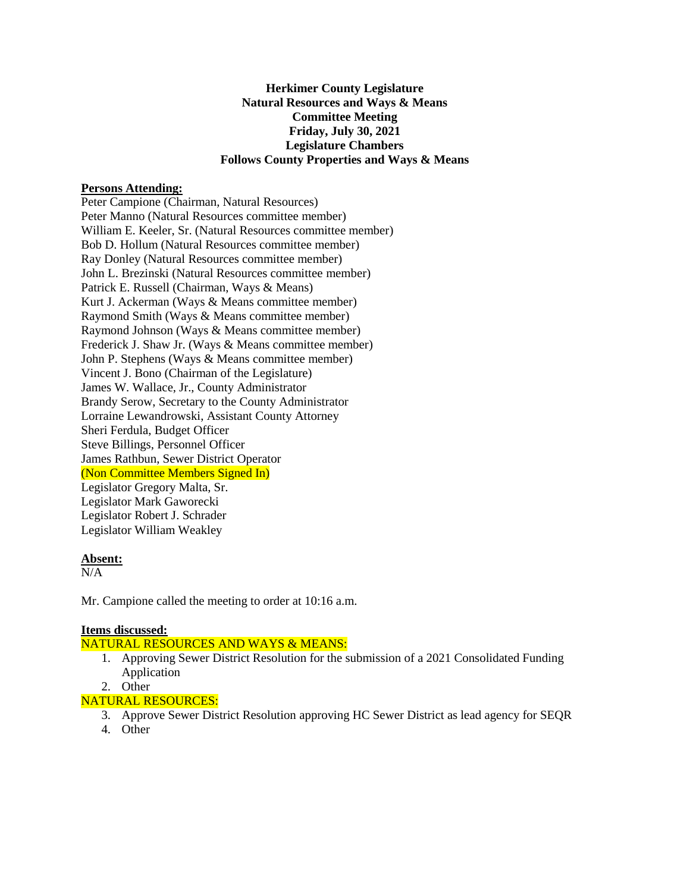**Herkimer County Legislature**
**Natural Resources and Ways & Means**
**Committee Meeting**
**Friday, July 30, 2021**
**Legislature Chambers**
**Follows County Properties and Ways & Means**

**Persons Attending:**

Peter Campione (Chairman, Natural Resources)
Peter Manno (Natural Resources committee member)
William E. Keeler, Sr. (Natural Resources committee member)
Bob D. Hollum (Natural Resources committee member)
Ray Donley (Natural Resources committee member)
John L. Brezinski (Natural Resources committee member)
Patrick E. Russell (Chairman, Ways & Means)
Kurt J. Ackerman (Ways & Means committee member)
Raymond Smith (Ways & Means committee member)
Raymond Johnson (Ways & Means committee member)
Frederick J. Shaw Jr. (Ways & Means committee member)
John P. Stephens (Ways & Means committee member)
Vincent J. Bono (Chairman of the Legislature)
James W. Wallace, Jr., County Administrator
Brandy Serow, Secretary to the County Administrator
Lorraine Lewandrowski, Assistant County Attorney
Sheri Ferdula, Budget Officer
Steve Billings, Personnel Officer
James Rathbun, Sewer District Operator
(Non Committee Members Signed In)
Legislator Gregory Malta, Sr.
Legislator Mark Gaworecki
Legislator Robert J. Schrader
Legislator William Weakley

**Absent:**

N/A

Mr. Campione called the meeting to order at 10:16 a.m.

**Items discussed:**

NATURAL RESOURCES AND WAYS & MEANS:

1. Approving Sewer District Resolution for the submission of a 2021 Consolidated Funding Application
2. Other

NATURAL RESOURCES:

3. Approve Sewer District Resolution approving HC Sewer District as lead agency for SEQR
4. Other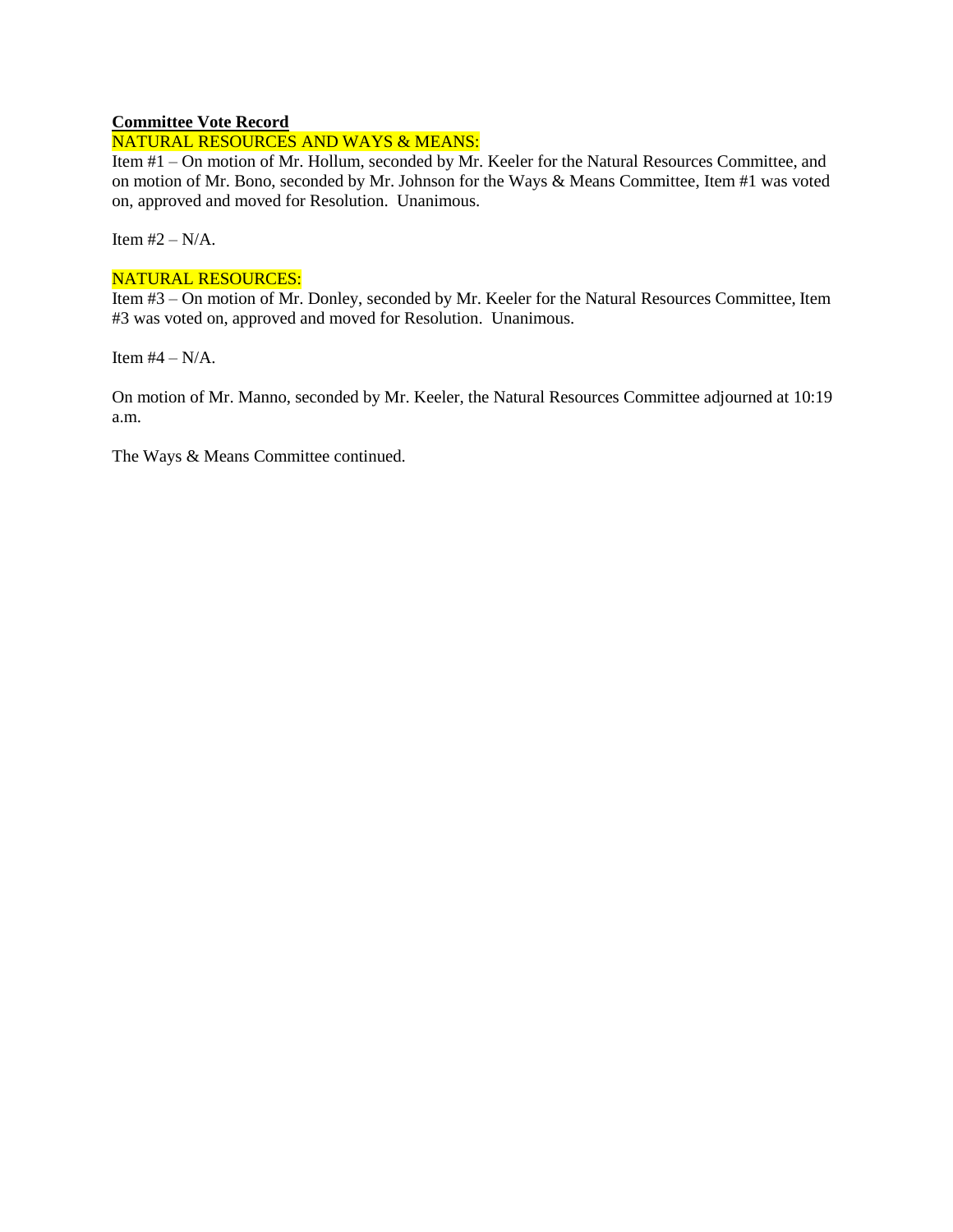**Committee Vote Record**

NATURAL RESOURCES AND WAYS & MEANS:

Item #1 – On motion of Mr. Hollum, seconded by Mr. Keeler for the Natural Resources Committee, and on motion of Mr. Bono, seconded by Mr. Johnson for the Ways & Means Committee, Item #1 was voted on, approved and moved for Resolution. Unanimous.

Item #2 – N/A.

NATURAL RESOURCES:

Item #3 – On motion of Mr. Donley, seconded by Mr. Keeler for the Natural Resources Committee, Item #3 was voted on, approved and moved for Resolution. Unanimous.

Item #4 – N/A.

On motion of Mr. Manno, seconded by Mr. Keeler, the Natural Resources Committee adjourned at 10:19 a.m.

The Ways & Means Committee continued.